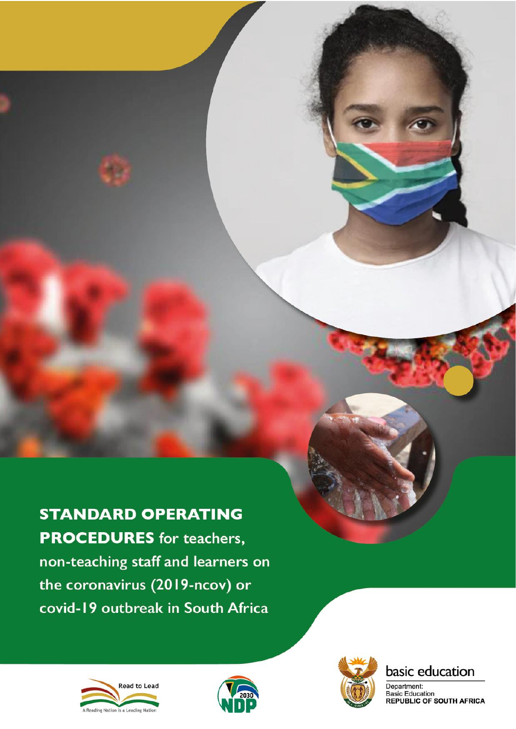# STANDARD OPERATING PROCEDURES for teachers, non-teaching staff and learners on the coronavirus (2019-ncov) or covid-19 outbreak in South Africa

Read to Lead
A Reading Nation is a Leading Nation

2030 NDP

basic education

Department:
Basic Education
REPUBLIC OF SOUTH AFRICA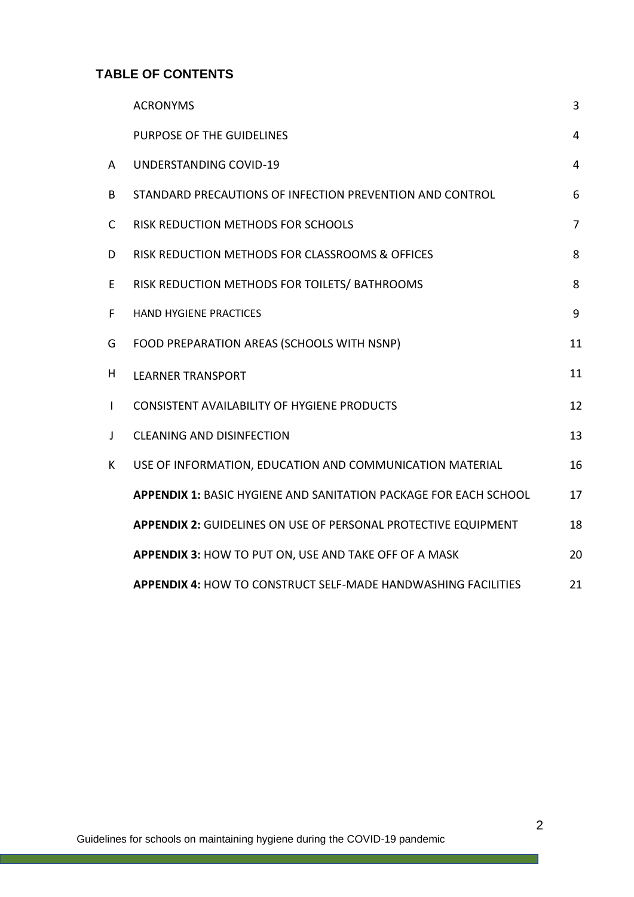## TABLE OF CONTENTS

| | | |
|---|---|---|
| | ACRONYMS | 3 |
| | PURPOSE OF THE GUIDELINES | 4 |
| A | UNDERSTANDING COVID-19 | 4 |
| B | STANDARD PRECAUTIONS OF INFECTION PREVENTION AND CONTROL | 6 |
| C | RISK REDUCTION METHODS FOR SCHOOLS | 7 |
| D | RISK REDUCTION METHODS FOR CLASSROOMS & OFFICES | 8 |
| E | RISK REDUCTION METHODS FOR TOILETS/ BATHROOMS | 8 |
| F | HAND HYGIENE PRACTICES | 9 |
| G | FOOD PREPARATION AREAS (SCHOOLS WITH NSNP) | 11 |
| H | LEARNER TRANSPORT | 11 |
| I | CONSISTENT AVAILABILITY OF HYGIENE PRODUCTS | 12 |
| J | CLEANING AND DISINFECTION | 13 |
| K | USE OF INFORMATION, EDUCATION AND COMMUNICATION MATERIAL | 16 |
| | **APPENDIX 1:** BASIC HYGIENE AND SANITATION PACKAGE FOR EACH SCHOOL | 17 |
| | **APPENDIX 2:** GUIDELINES ON USE OF PERSONAL PROTECTIVE EQUIPMENT | 18 |
| | **APPENDIX 3:** HOW TO PUT ON, USE AND TAKE OFF OF A MASK | 20 |
| | **APPENDIX 4:** HOW TO CONSTRUCT SELF-MADE HANDWASHING FACILITIES | 21 |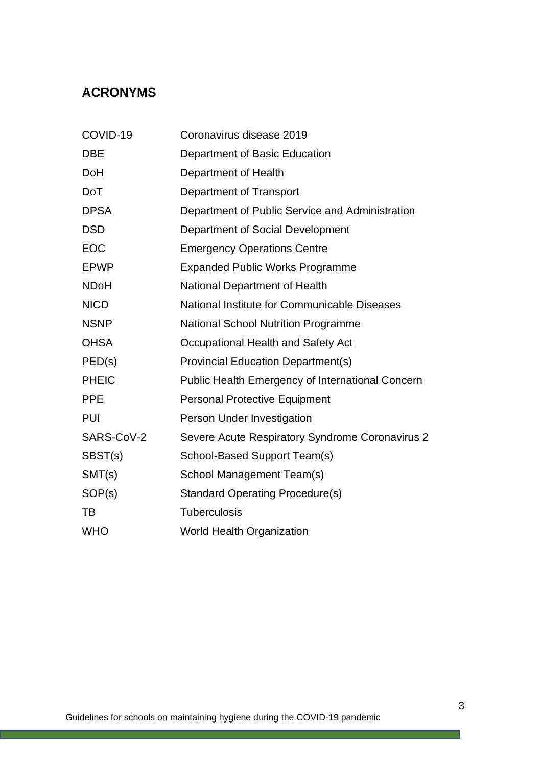## ACRONYMS

| | |
|---|---|
| COVID-19 | Coronavirus disease 2019 |
| DBE | Department of Basic Education |
| DoH | Department of Health |
| DoT | Department of Transport |
| DPSA | Department of Public Service and Administration |
| DSD | Department of Social Development |
| EOC | Emergency Operations Centre |
| EPWP | Expanded Public Works Programme |
| NDoH | National Department of Health |
| NICD | National Institute for Communicable Diseases |
| NSNP | National School Nutrition Programme |
| OHSA | Occupational Health and Safety Act |
| PED(s) | Provincial Education Department(s) |
| PHEIC | Public Health Emergency of International Concern |
| PPE | Personal Protective Equipment |
| PUI | Person Under Investigation |
| SARS-CoV-2 | Severe Acute Respiratory Syndrome Coronavirus 2 |
| SBST(s) | School-Based Support Team(s) |
| SMT(s) | School Management Team(s) |
| SOP(s) | Standard Operating Procedure(s) |
| TB | Tuberculosis |
| WHO | World Health Organization |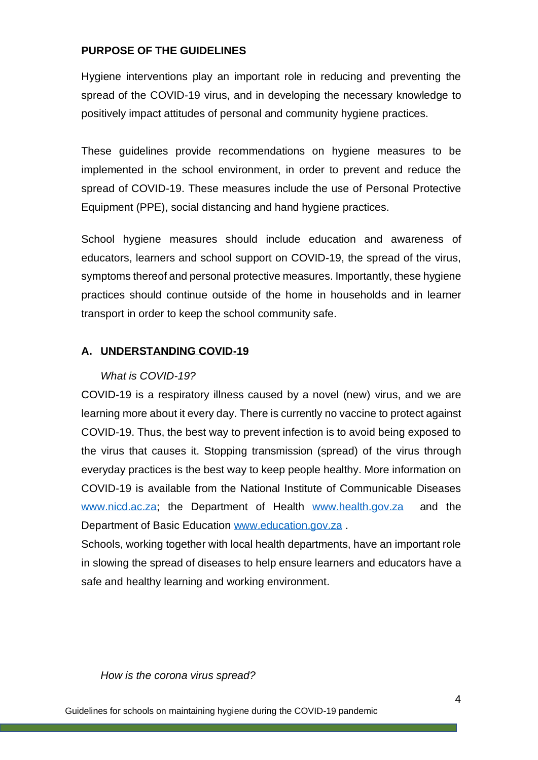**PURPOSE OF THE GUIDELINES**

Hygiene interventions play an important role in reducing and preventing the spread of the COVID-19 virus, and in developing the necessary knowledge to positively impact attitudes of personal and community hygiene practices.

These guidelines provide recommendations on hygiene measures to be implemented in the school environment, in order to prevent and reduce the spread of COVID-19. These measures include the use of Personal Protective Equipment (PPE), social distancing and hand hygiene practices.

School hygiene measures should include education and awareness of educators, learners and school support on COVID-19, the spread of the virus, symptoms thereof and personal protective measures. Importantly, these hygiene practices should continue outside of the home in households and in learner transport in order to keep the school community safe.

## A. UNDERSTANDING COVID-19

*What is COVID-19?*

COVID-19 is a respiratory illness caused by a novel (new) virus, and we are learning more about it every day. There is currently no vaccine to protect against COVID-19. Thus, the best way to prevent infection is to avoid being exposed to the virus that causes it. Stopping transmission (spread) of the virus through everyday practices is the best way to keep people healthy. More information on COVID-19 is available from the National Institute of Communicable Diseases www.nicd.ac.za; the Department of Health www.health.gov.za and the Department of Basic Education www.education.gov.za .

Schools, working together with local health departments, have an important role in slowing the spread of diseases to help ensure learners and educators have a safe and healthy learning and working environment.

*How is the corona virus spread?*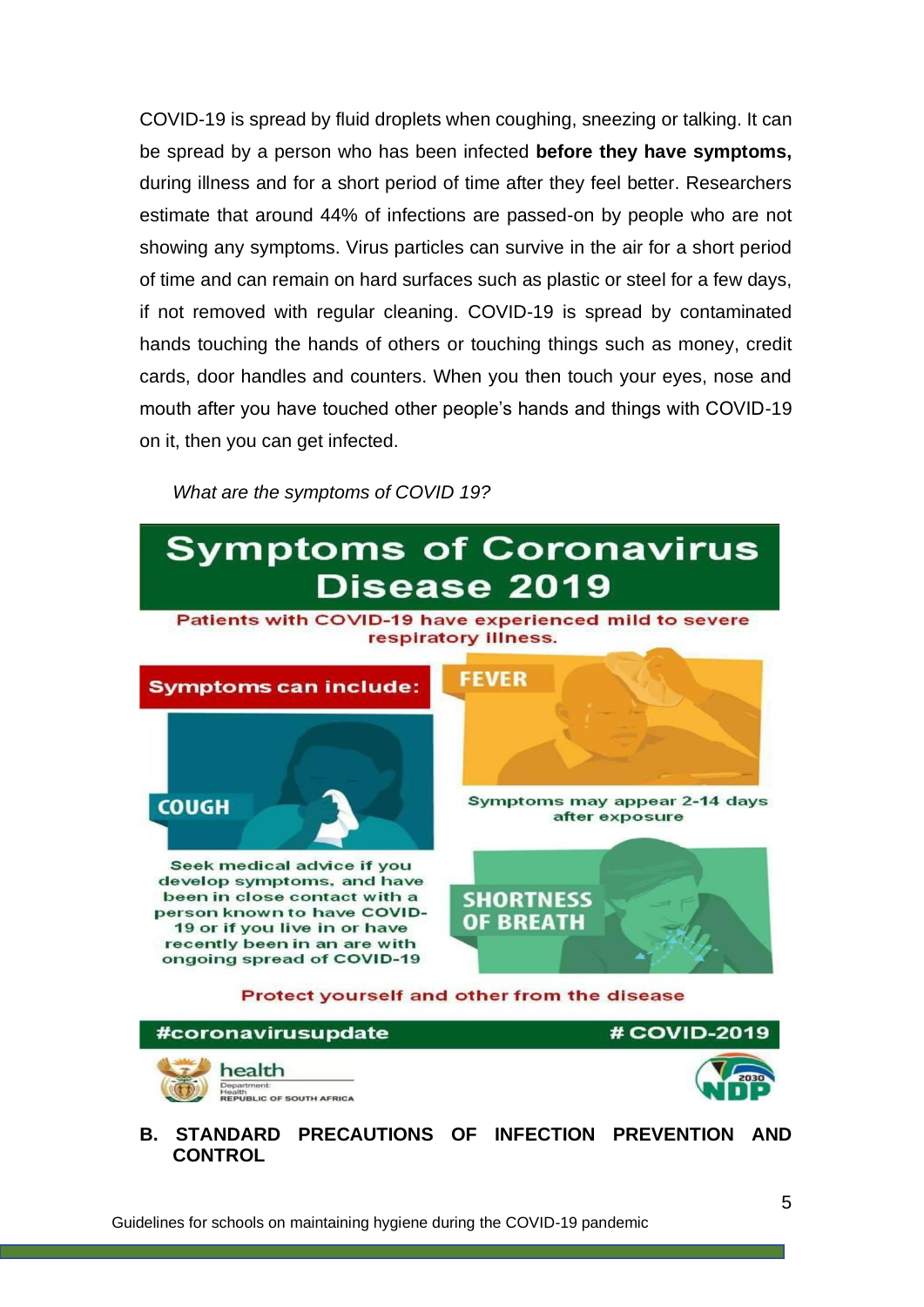COVID-19 is spread by fluid droplets when coughing, sneezing or talking. It can be spread by a person who has been infected **before they have symptoms,** during illness and for a short period of time after they feel better. Researchers estimate that around 44% of infections are passed-on by people who are not showing any symptoms. Virus particles can survive in the air for a short period of time and can remain on hard surfaces such as plastic or steel for a few days, if not removed with regular cleaning. COVID-19 is spread by contaminated hands touching the hands of others or touching things such as money, credit cards, door handles and counters. When you then touch your eyes, nose and mouth after you have touched other people's hands and things with COVID-19 on it, then you can get infected.

*What are the symptoms of COVID 19?*

Symptoms of Coronavirus Disease 2019

Patients with COVID-19 have experienced mild to severe respiratory illness.

Symptoms can include:

FEVER

COUGH

Symptoms may appear 2-14 days after exposure

Seek medical advice if you develop symptoms, and have been in close contact with a person known to have COVID-19 or if you live in or have recently been in an are with ongoing spread of COVID-19

SHORTNESS OF BREATH

Protect yourself and other from the disease

#coronavirusupdate

# COVID-2019

health Department: Health REPUBLIC OF SOUTH AFRICA

2030 NDP

## B. STANDARD PRECAUTIONS OF INFECTION PREVENTION AND CONTROL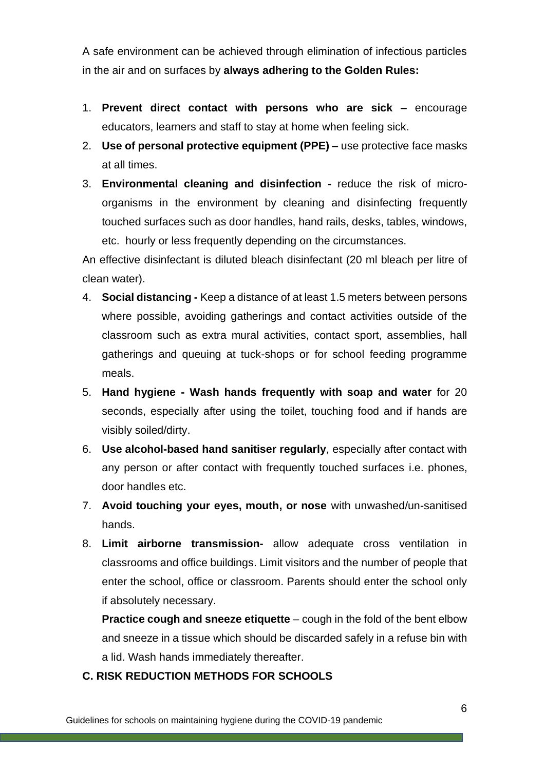A safe environment can be achieved through elimination of infectious particles in the air and on surfaces by **always adhering to the Golden Rules:**

1. **Prevent direct contact with persons who are sick –** encourage educators, learners and staff to stay at home when feeling sick.
2. **Use of personal protective equipment (PPE) –** use protective face masks at all times.
3. **Environmental cleaning and disinfection -** reduce the risk of micro-organisms in the environment by cleaning and disinfecting frequently touched surfaces such as door handles, hand rails, desks, tables, windows, etc. hourly or less frequently depending on the circumstances.

An effective disinfectant is diluted bleach disinfectant (20 ml bleach per litre of clean water).

4. **Social distancing -** Keep a distance of at least 1.5 meters between persons where possible, avoiding gatherings and contact activities outside of the classroom such as extra mural activities, contact sport, assemblies, hall gatherings and queuing at tuck-shops or for school feeding programme meals.
5. **Hand hygiene - Wash hands frequently with soap and water** for 20 seconds, especially after using the toilet, touching food and if hands are visibly soiled/dirty.
6. **Use alcohol-based hand sanitiser regularly**, especially after contact with any person or after contact with frequently touched surfaces i.e. phones, door handles etc.
7. **Avoid touching your eyes, mouth, or nose** with unwashed/un-sanitised hands.
8. **Limit airborne transmission-** allow adequate cross ventilation in classrooms and office buildings. Limit visitors and the number of people that enter the school, office or classroom. Parents should enter the school only if absolutely necessary.

   **Practice cough and sneeze etiquette** – cough in the fold of the bent elbow and sneeze in a tissue which should be discarded safely in a refuse bin with a lid. Wash hands immediately thereafter.

**C. RISK REDUCTION METHODS FOR SCHOOLS**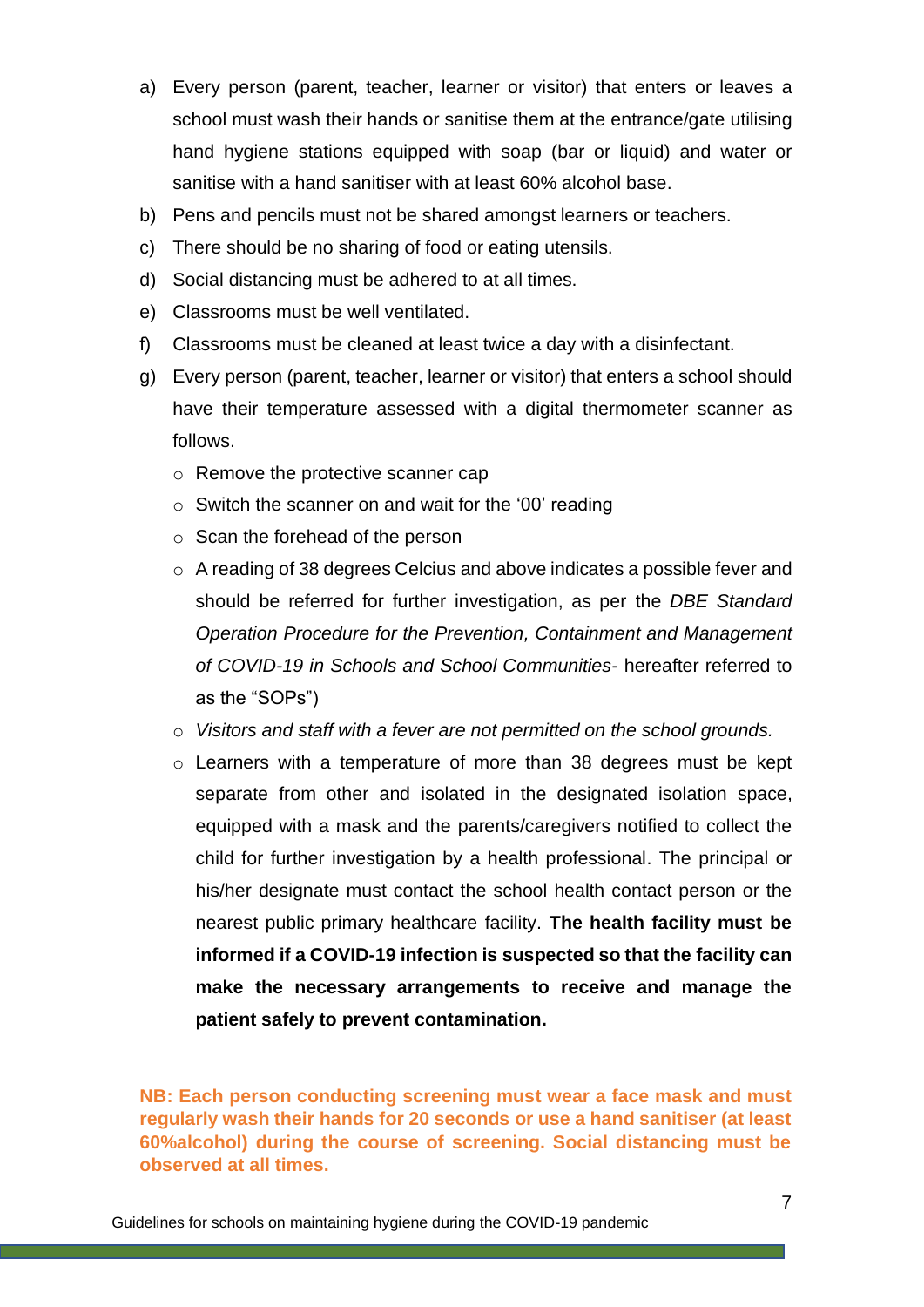a) Every person (parent, teacher, learner or visitor) that enters or leaves a school must wash their hands or sanitise them at the entrance/gate utilising hand hygiene stations equipped with soap (bar or liquid) and water or sanitise with a hand sanitiser with at least 60% alcohol base.
b) Pens and pencils must not be shared amongst learners or teachers.
c) There should be no sharing of food or eating utensils.
d) Social distancing must be adhered to at all times.
e) Classrooms must be well ventilated.
f) Classrooms must be cleaned at least twice a day with a disinfectant.
g) Every person (parent, teacher, learner or visitor) that enters a school should have their temperature assessed with a digital thermometer scanner as follows.
    - Remove the protective scanner cap
    - Switch the scanner on and wait for the '00' reading
    - Scan the forehead of the person
    - A reading of 38 degrees Celcius and above indicates a possible fever and should be referred for further investigation, as per the *DBE Standard Operation Procedure for the Prevention, Containment and Management of COVID-19 in Schools and School Communities*- hereafter referred to as the "SOPs")
    - *Visitors and staff with a fever are not permitted on the school grounds.*
    - Learners with a temperature of more than 38 degrees must be kept separate from other and isolated in the designated isolation space, equipped with a mask and the parents/caregivers notified to collect the child for further investigation by a health professional. The principal or his/her designate must contact the school health contact person or the nearest public primary healthcare facility. **The health facility must be informed if a COVID-19 infection is suspected so that the facility can make the necessary arrangements to receive and manage the patient safely to prevent contamination.**

**NB: Each person conducting screening must wear a face mask and must regularly wash their hands for 20 seconds or use a hand sanitiser (at least 60%alcohol) during the course of screening. Social distancing must be observed at all times.**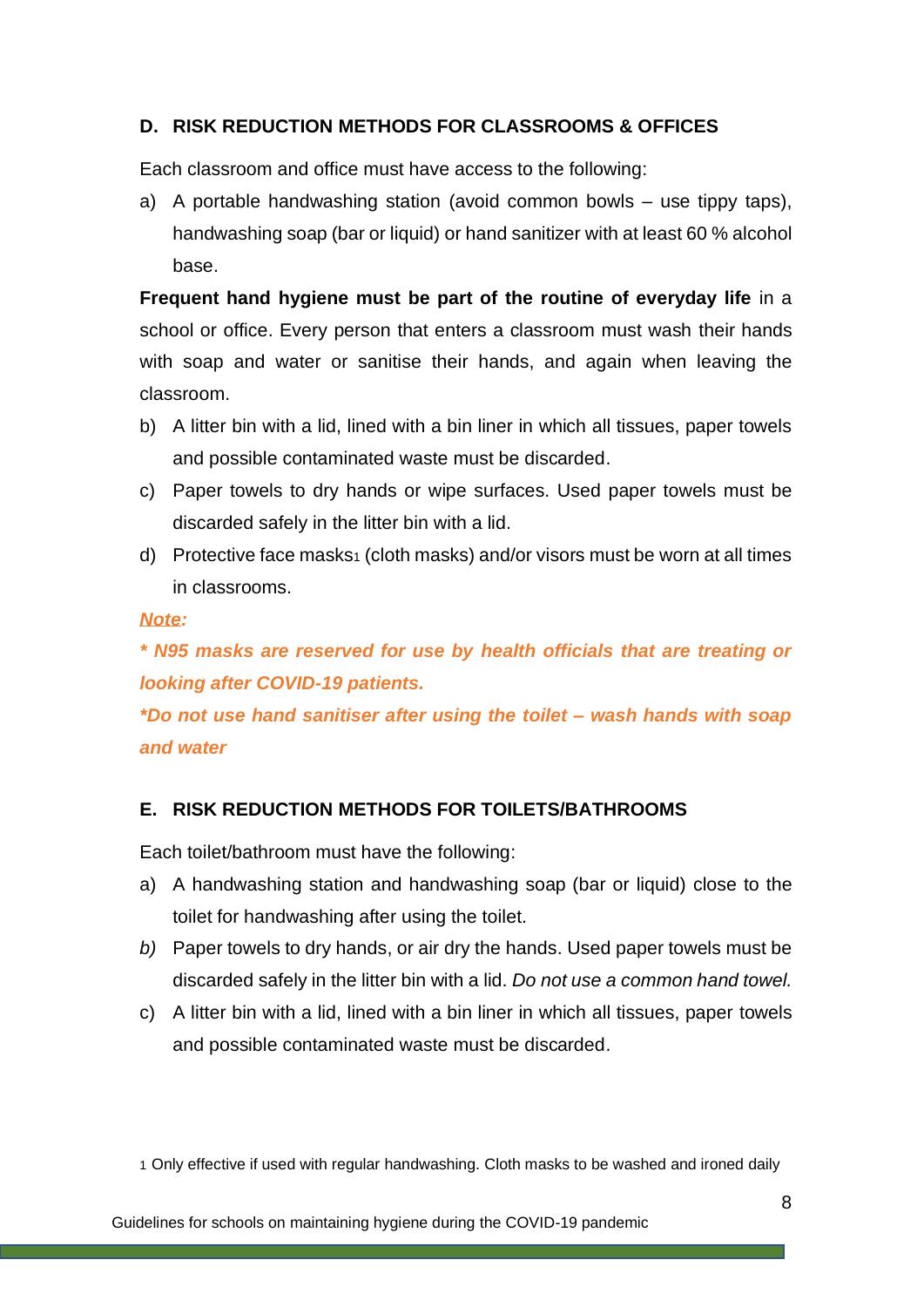## D. RISK REDUCTION METHODS FOR CLASSROOMS & OFFICES

Each classroom and office must have access to the following:

a) A portable handwashing station (avoid common bowls – use tippy taps), handwashing soap (bar or liquid) or hand sanitizer with at least 60 % alcohol base.

**Frequent hand hygiene must be part of the routine of everyday life** in a school or office. Every person that enters a classroom must wash their hands with soap and water or sanitise their hands, and again when leaving the classroom.

b) A litter bin with a lid, lined with a bin liner in which all tissues, paper towels and possible contaminated waste must be discarded.

c) Paper towels to dry hands or wipe surfaces. Used paper towels must be discarded safely in the litter bin with a lid.

d) Protective face masks[1] (cloth masks) and/or visors must be worn at all times in classrooms.

***Note:***

***\* N95 masks are reserved for use by health officials that are treating or looking after COVID-19 patients.***

***\*Do not use hand sanitiser after using the toilet – wash hands with soap and water***

## E. RISK REDUCTION METHODS FOR TOILETS/BATHROOMS

Each toilet/bathroom must have the following:

a) A handwashing station and handwashing soap (bar or liquid) close to the toilet for handwashing after using the toilet.

*b)* Paper towels to dry hands, or air dry the hands. Used paper towels must be discarded safely in the litter bin with a lid. *Do not use a common hand towel.*

c) A litter bin with a lid, lined with a bin liner in which all tissues, paper towels and possible contaminated waste must be discarded.

[1] Only effective if used with regular handwashing. Cloth masks to be washed and ironed daily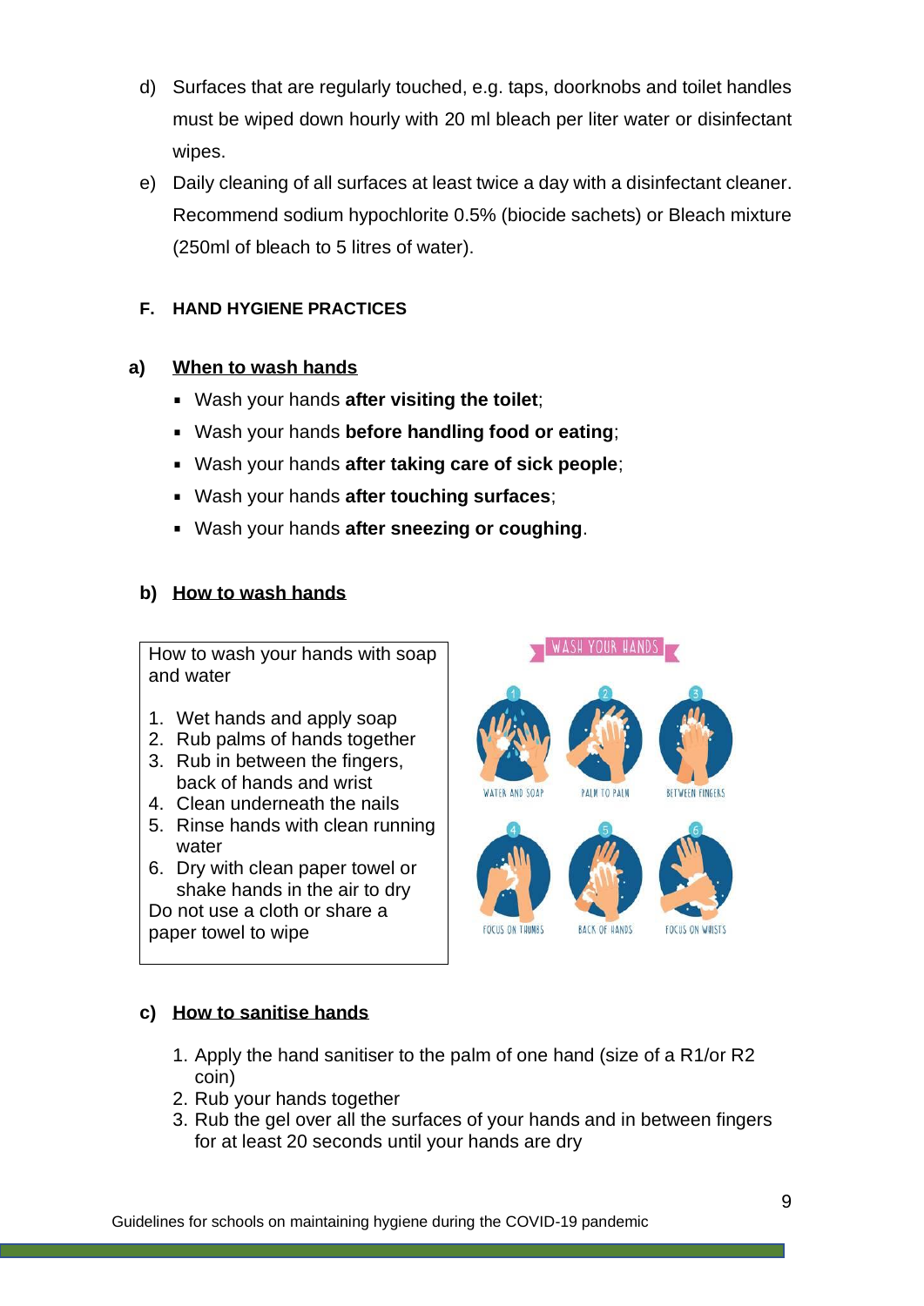d) Surfaces that are regularly touched, e.g. taps, doorknobs and toilet handles must be wiped down hourly with 20 ml bleach per liter water or disinfectant wipes.

e) Daily cleaning of all surfaces at least twice a day with a disinfectant cleaner. Recommend sodium hypochlorite 0.5% (biocide sachets) or Bleach mixture (250ml of bleach to 5 litres of water).

## F. HAND HYGIENE PRACTICES

### a) When to wash hands

- Wash your hands **after visiting the toilet**;
- Wash your hands **before handling food or eating**;
- Wash your hands **after taking care of sick people**;
- Wash your hands **after touching surfaces**;
- Wash your hands **after sneezing or coughing**.

### b) How to wash hands

How to wash your hands with soap and water

1. Wet hands and apply soap
2. Rub palms of hands together
3. Rub in between the fingers, back of hands and wrist
4. Clean underneath the nails
5. Rinse hands with clean running water
6. Dry with clean paper towel or shake hands in the air to dry

Do not use a cloth or share a paper towel to wipe

WASH YOUR HANDS

1 WATER AND SOAP
2 PALM TO PALM
3 BETWEEN FINGERS
4 FOCUS ON THUMBS
5 BACK OF HANDS
6 FOCUS ON WRISTS

### c) How to sanitise hands

1. Apply the hand sanitiser to the palm of one hand (size of a R1/or R2 coin)
2. Rub your hands together
3. Rub the gel over all the surfaces of your hands and in between fingers for at least 20 seconds until your hands are dry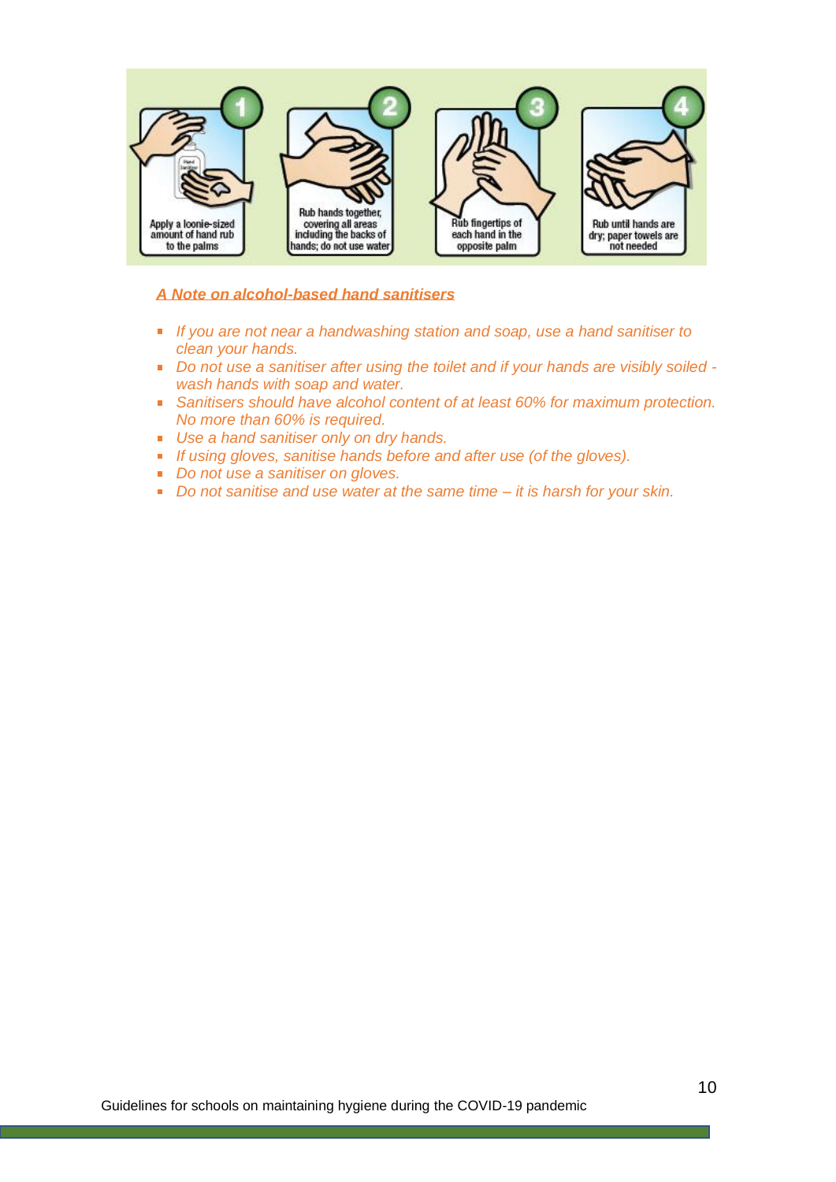1. Apply a loonie-sized amount of hand rub to the palms
2. Rub hands together, covering all areas including the backs of hands; do not use water
3. Rub fingertips of each hand in the opposite palm
4. Rub until hands are dry; paper towels are not needed

***A Note on alcohol-based hand sanitisers***

- *If you are not near a handwashing station and soap, use a hand sanitiser to clean your hands.*
- *Do not use a sanitiser after using the toilet and if your hands are visibly soiled - wash hands with soap and water.*
- *Sanitisers should have alcohol content of at least 60% for maximum protection. No more than 60% is required.*
- *Use a hand sanitiser only on dry hands.*
- *If using gloves, sanitise hands before and after use (of the gloves).*
- *Do not use a sanitiser on gloves.*
- *Do not sanitise and use water at the same time – it is harsh for your skin.*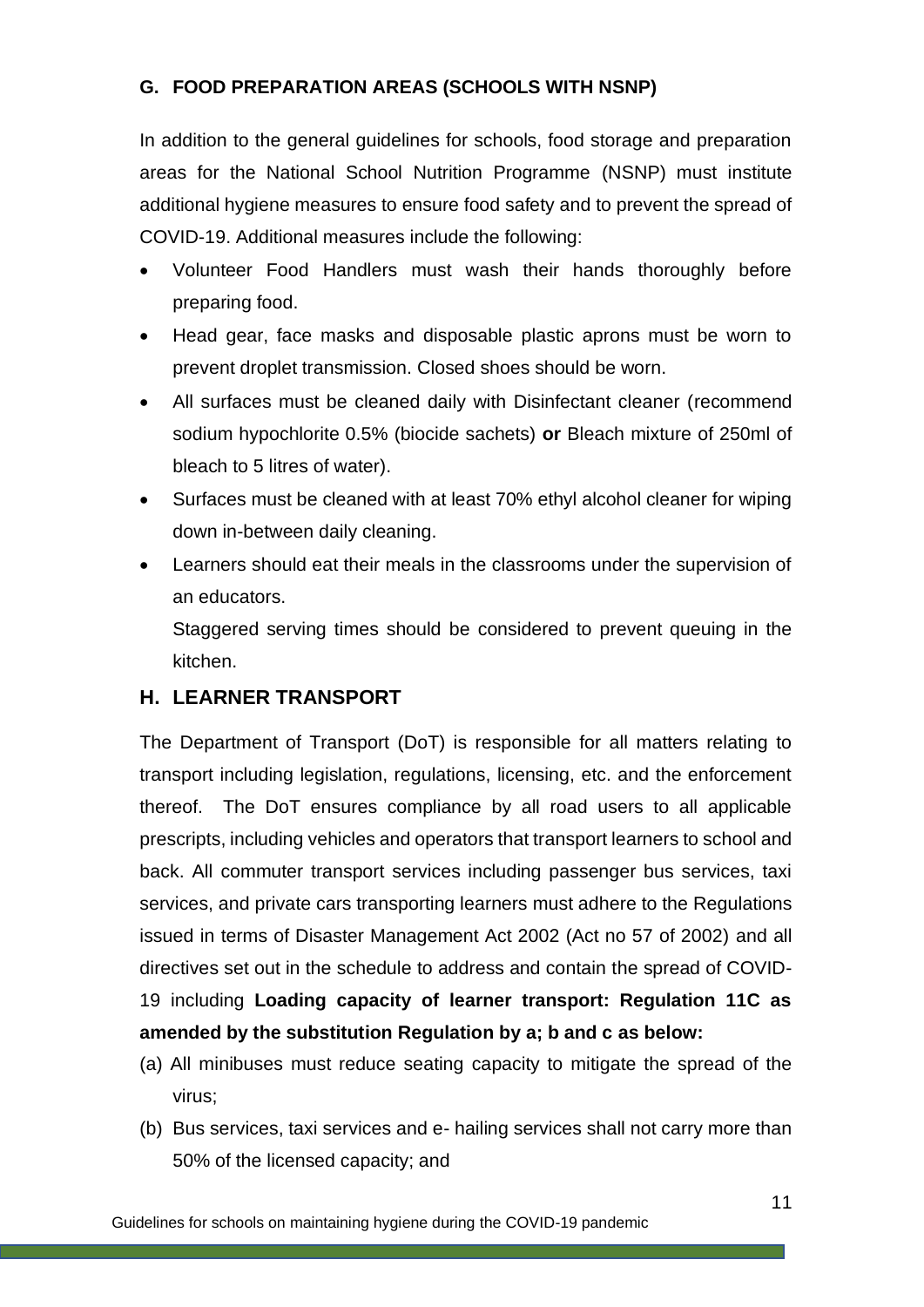## G. FOOD PREPARATION AREAS (SCHOOLS WITH NSNP)

In addition to the general guidelines for schools, food storage and preparation areas for the National School Nutrition Programme (NSNP) must institute additional hygiene measures to ensure food safety and to prevent the spread of COVID-19. Additional measures include the following:

- Volunteer Food Handlers must wash their hands thoroughly before preparing food.
- Head gear, face masks and disposable plastic aprons must be worn to prevent droplet transmission. Closed shoes should be worn.
- All surfaces must be cleaned daily with Disinfectant cleaner (recommend sodium hypochlorite 0.5% (biocide sachets) **or** Bleach mixture of 250ml of bleach to 5 litres of water).
- Surfaces must be cleaned with at least 70% ethyl alcohol cleaner for wiping down in-between daily cleaning.
- Learners should eat their meals in the classrooms under the supervision of an educators.

  Staggered serving times should be considered to prevent queuing in the kitchen.

## H. LEARNER TRANSPORT

The Department of Transport (DoT) is responsible for all matters relating to transport including legislation, regulations, licensing, etc. and the enforcement thereof. The DoT ensures compliance by all road users to all applicable prescripts, including vehicles and operators that transport learners to school and back. All commuter transport services including passenger bus services, taxi services, and private cars transporting learners must adhere to the Regulations issued in terms of Disaster Management Act 2002 (Act no 57 of 2002) and all directives set out in the schedule to address and contain the spread of COVID-19 including **Loading capacity of learner transport: Regulation 11C as amended by the substitution Regulation by a; b and c as below:**

(a) All minibuses must reduce seating capacity to mitigate the spread of the virus;

(b) Bus services, taxi services and e- hailing services shall not carry more than 50% of the licensed capacity; and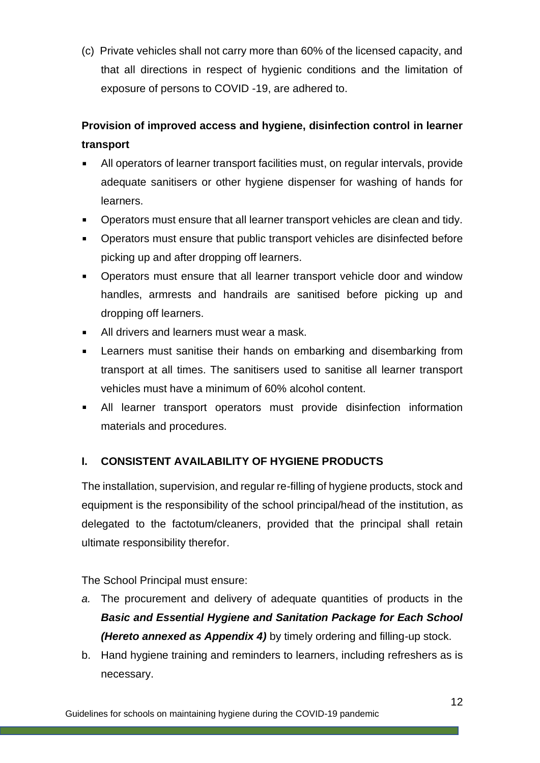(c) Private vehicles shall not carry more than 60% of the licensed capacity, and that all directions in respect of hygienic conditions and the limitation of exposure of persons to COVID -19, are adhered to.

**Provision of improved access and hygiene, disinfection control in learner transport**

- All operators of learner transport facilities must, on regular intervals, provide adequate sanitisers or other hygiene dispenser for washing of hands for learners.
- Operators must ensure that all learner transport vehicles are clean and tidy.
- Operators must ensure that public transport vehicles are disinfected before picking up and after dropping off learners.
- Operators must ensure that all learner transport vehicle door and window handles, armrests and handrails are sanitised before picking up and dropping off learners.
- All drivers and learners must wear a mask.
- Learners must sanitise their hands on embarking and disembarking from transport at all times. The sanitisers used to sanitise all learner transport vehicles must have a minimum of 60% alcohol content.
- All learner transport operators must provide disinfection information materials and procedures.

## I. CONSISTENT AVAILABILITY OF HYGIENE PRODUCTS

The installation, supervision, and regular re-filling of hygiene products, stock and equipment is the responsibility of the school principal/head of the institution, as delegated to the factotum/cleaners, provided that the principal shall retain ultimate responsibility therefor.

The School Principal must ensure:

*a.* The procurement and delivery of adequate quantities of products in the ***Basic and Essential Hygiene and Sanitation Package for Each School (Hereto annexed as Appendix 4)*** by timely ordering and filling-up stock.

b. Hand hygiene training and reminders to learners, including refreshers as is necessary.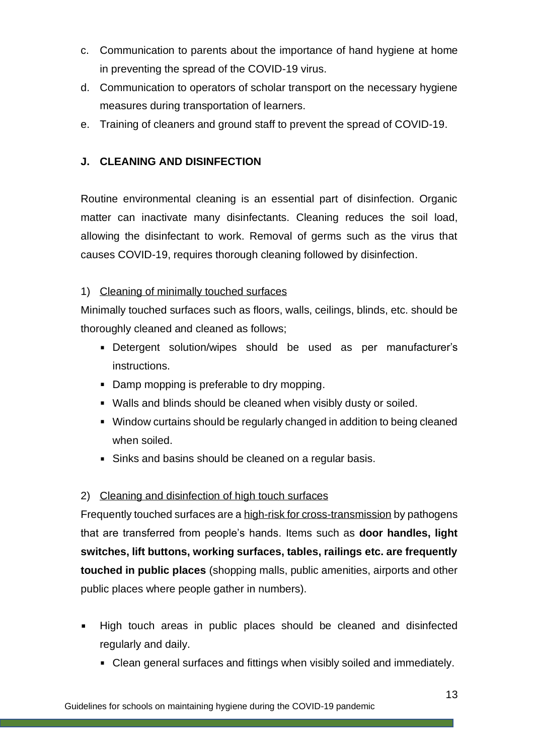c. Communication to parents about the importance of hand hygiene at home in preventing the spread of the COVID-19 virus.
d. Communication to operators of scholar transport on the necessary hygiene measures during transportation of learners.
e. Training of cleaners and ground staff to prevent the spread of COVID-19.

## J. CLEANING AND DISINFECTION

Routine environmental cleaning is an essential part of disinfection. Organic matter can inactivate many disinfectants. Cleaning reduces the soil load, allowing the disinfectant to work. Removal of germs such as the virus that causes COVID-19, requires thorough cleaning followed by disinfection.

1) Cleaning of minimally touched surfaces

Minimally touched surfaces such as floors, walls, ceilings, blinds, etc. should be thoroughly cleaned and cleaned as follows;

- Detergent solution/wipes should be used as per manufacturer's instructions.
- Damp mopping is preferable to dry mopping.
- Walls and blinds should be cleaned when visibly dusty or soiled.
- Window curtains should be regularly changed in addition to being cleaned when soiled.
- Sinks and basins should be cleaned on a regular basis.

2) Cleaning and disinfection of high touch surfaces

Frequently touched surfaces are a high-risk for cross-transmission by pathogens that are transferred from people's hands. Items such as **door handles, light switches, lift buttons, working surfaces, tables, railings etc. are frequently touched in public places** (shopping malls, public amenities, airports and other public places where people gather in numbers).

- High touch areas in public places should be cleaned and disinfected regularly and daily.
  - Clean general surfaces and fittings when visibly soiled and immediately.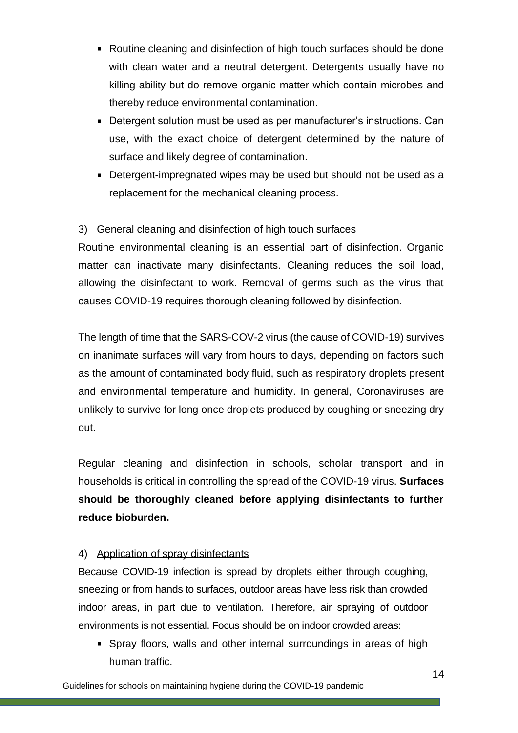- Routine cleaning and disinfection of high touch surfaces should be done with clean water and a neutral detergent. Detergents usually have no killing ability but do remove organic matter which contain microbes and thereby reduce environmental contamination.
- Detergent solution must be used as per manufacturer's instructions. Can use, with the exact choice of detergent determined by the nature of surface and likely degree of contamination.
- Detergent-impregnated wipes may be used but should not be used as a replacement for the mechanical cleaning process.

3) General cleaning and disinfection of high touch surfaces

Routine environmental cleaning is an essential part of disinfection. Organic matter can inactivate many disinfectants. Cleaning reduces the soil load, allowing the disinfectant to work. Removal of germs such as the virus that causes COVID-19 requires thorough cleaning followed by disinfection.

The length of time that the SARS-COV-2 virus (the cause of COVID-19) survives on inanimate surfaces will vary from hours to days, depending on factors such as the amount of contaminated body fluid, such as respiratory droplets present and environmental temperature and humidity. In general, Coronaviruses are unlikely to survive for long once droplets produced by coughing or sneezing dry out.

Regular cleaning and disinfection in schools, scholar transport and in households is critical in controlling the spread of the COVID-19 virus. **Surfaces should be thoroughly cleaned before applying disinfectants to further reduce bioburden.**

4) Application of spray disinfectants

Because COVID-19 infection is spread by droplets either through coughing, sneezing or from hands to surfaces, outdoor areas have less risk than crowded indoor areas, in part due to ventilation. Therefore, air spraying of outdoor environments is not essential. Focus should be on indoor crowded areas:

- Spray floors, walls and other internal surroundings in areas of high human traffic.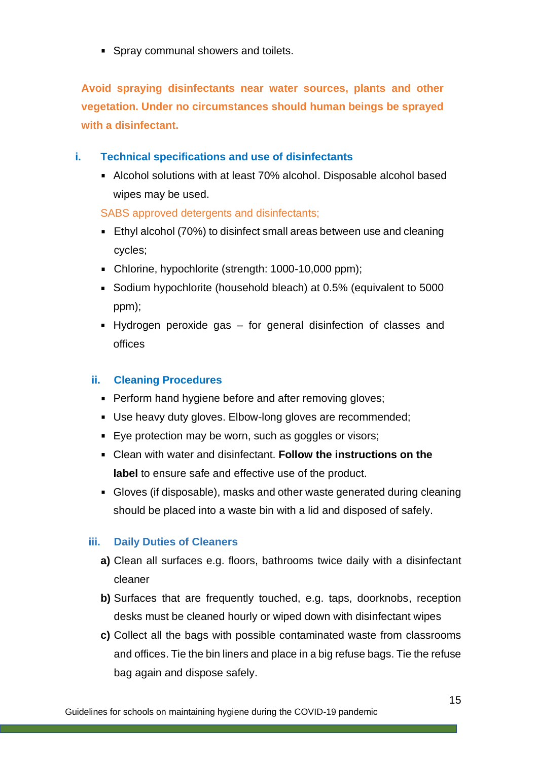- Spray communal showers and toilets.

**Avoid spraying disinfectants near water sources, plants and other vegetation. Under no circumstances should human beings be sprayed with a disinfectant.**

### i. Technical specifications and use of disinfectants

- Alcohol solutions with at least 70% alcohol. Disposable alcohol based wipes may be used.

SABS approved detergents and disinfectants;

- Ethyl alcohol (70%) to disinfect small areas between use and cleaning cycles;
- Chlorine, hypochlorite (strength: 1000-10,000 ppm);
- Sodium hypochlorite (household bleach) at 0.5% (equivalent to 5000 ppm);
- Hydrogen peroxide gas – for general disinfection of classes and offices

### ii. Cleaning Procedures

- Perform hand hygiene before and after removing gloves;
- Use heavy duty gloves. Elbow-long gloves are recommended;
- Eye protection may be worn, such as goggles or visors;
- Clean with water and disinfectant. **Follow the instructions on the label** to ensure safe and effective use of the product.
- Gloves (if disposable), masks and other waste generated during cleaning should be placed into a waste bin with a lid and disposed of safely.

### iii. Daily Duties of Cleaners

**a)** Clean all surfaces e.g. floors, bathrooms twice daily with a disinfectant cleaner

**b)** Surfaces that are frequently touched, e.g. taps, doorknobs, reception desks must be cleaned hourly or wiped down with disinfectant wipes

**c)** Collect all the bags with possible contaminated waste from classrooms and offices. Tie the bin liners and place in a big refuse bags. Tie the refuse bag again and dispose safely.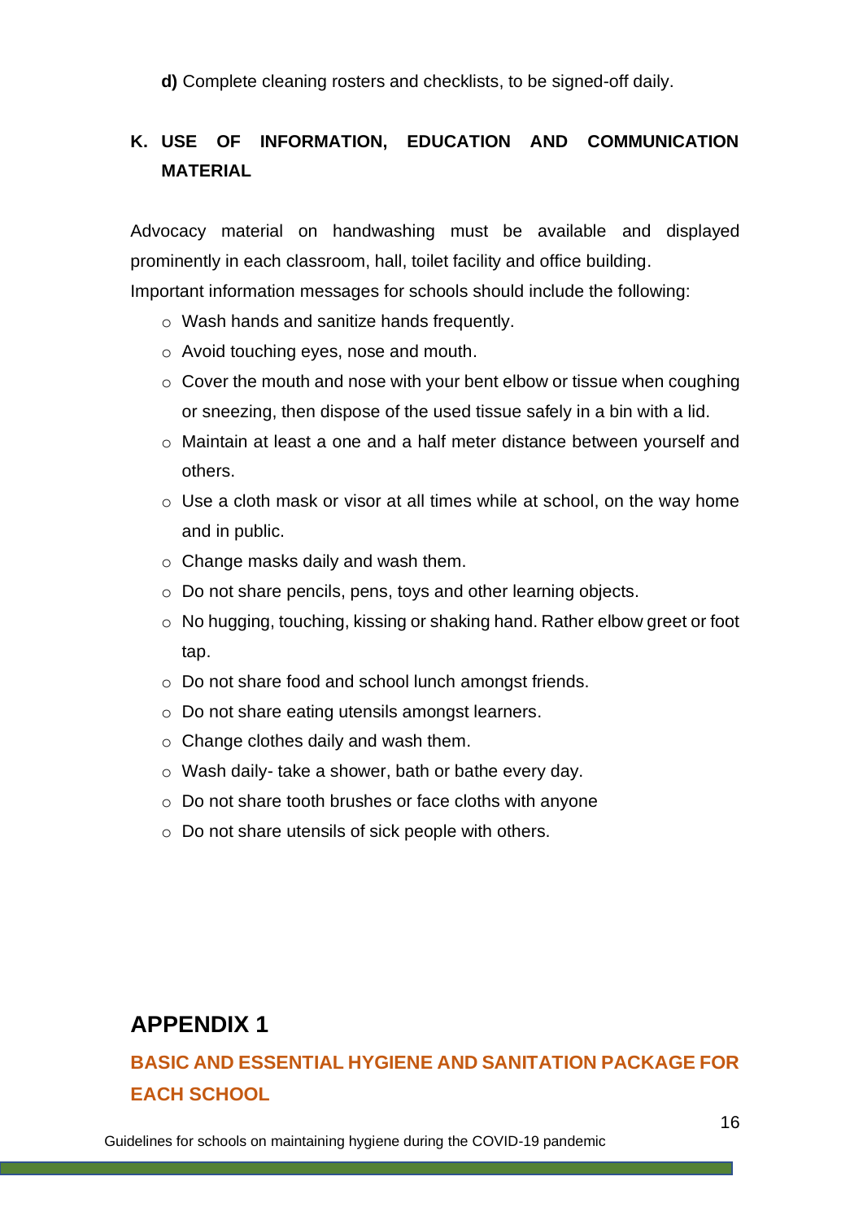**d)** Complete cleaning rosters and checklists, to be signed-off daily.

## K. USE OF INFORMATION, EDUCATION AND COMMUNICATION MATERIAL

Advocacy material on handwashing must be available and displayed prominently in each classroom, hall, toilet facility and office building.
Important information messages for schools should include the following:

- Wash hands and sanitize hands frequently.
- Avoid touching eyes, nose and mouth.
- Cover the mouth and nose with your bent elbow or tissue when coughing or sneezing, then dispose of the used tissue safely in a bin with a lid.
- Maintain at least a one and a half meter distance between yourself and others.
- Use a cloth mask or visor at all times while at school, on the way home and in public.
- Change masks daily and wash them.
- Do not share pencils, pens, toys and other learning objects.
- No hugging, touching, kissing or shaking hand. Rather elbow greet or foot tap.
- Do not share food and school lunch amongst friends.
- Do not share eating utensils amongst learners.
- Change clothes daily and wash them.
- Wash daily- take a shower, bath or bathe every day.
- Do not share tooth brushes or face cloths with anyone
- Do not share utensils of sick people with others.

# APPENDIX 1

## BASIC AND ESSENTIAL HYGIENE AND SANITATION PACKAGE FOR EACH SCHOOL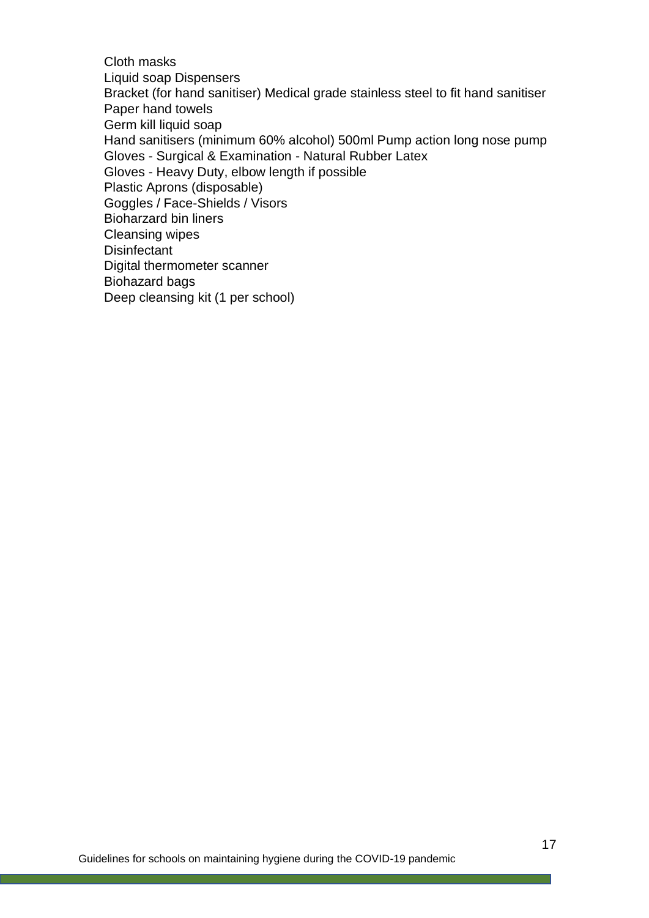Cloth masks
Liquid soap Dispensers
Bracket (for hand sanitiser) Medical grade stainless steel to fit hand sanitiser
Paper hand towels
Germ kill liquid soap
Hand sanitisers (minimum 60% alcohol) 500ml Pump action long nose pump
Gloves - Surgical & Examination - Natural Rubber Latex
Gloves - Heavy Duty, elbow length if possible
Plastic Aprons (disposable)
Goggles / Face-Shields / Visors
Bioharzard bin liners
Cleansing wipes
Disinfectant
Digital thermometer scanner
Biohazard bags
Deep cleansing kit (1 per school)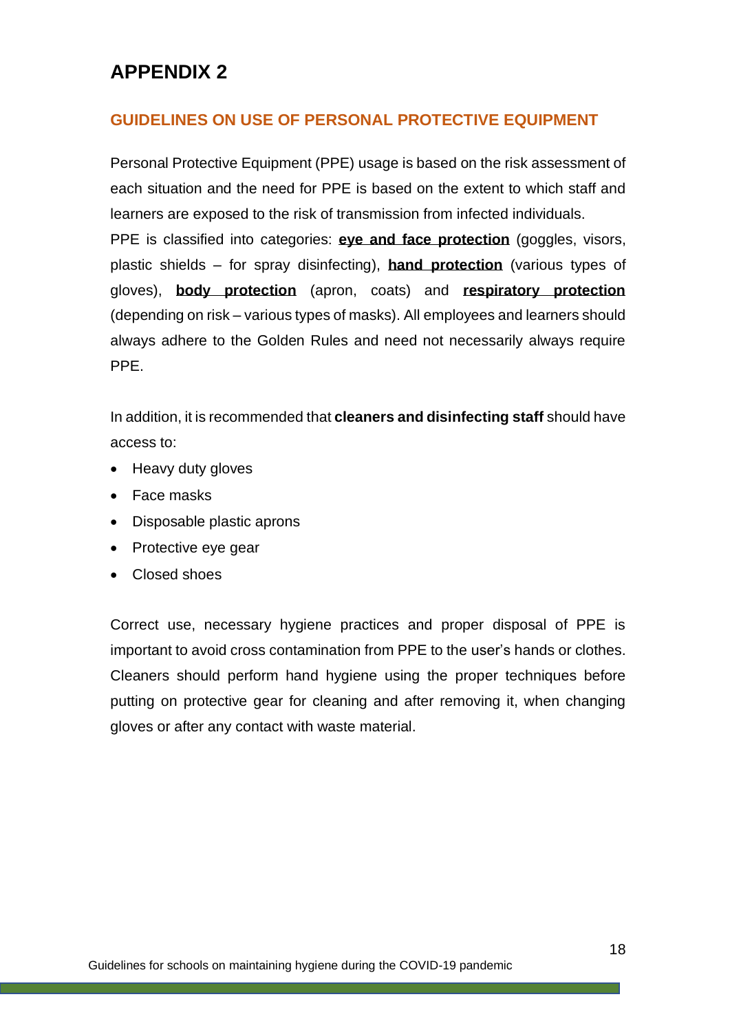# APPENDIX 2

## GUIDELINES ON USE OF PERSONAL PROTECTIVE EQUIPMENT

Personal Protective Equipment (PPE) usage is based on the risk assessment of each situation and the need for PPE is based on the extent to which staff and learners are exposed to the risk of transmission from infected individuals.
PPE is classified into categories: **eye and face protection** (goggles, visors, plastic shields – for spray disinfecting), **hand protection** (various types of gloves), **body protection** (apron, coats) and **respiratory protection** (depending on risk – various types of masks). All employees and learners should always adhere to the Golden Rules and need not necessarily always require PPE.

In addition, it is recommended that **cleaners and disinfecting staff** should have access to:

- Heavy duty gloves
- Face masks
- Disposable plastic aprons
- Protective eye gear
- Closed shoes

Correct use, necessary hygiene practices and proper disposal of PPE is important to avoid cross contamination from PPE to the user's hands or clothes. Cleaners should perform hand hygiene using the proper techniques before putting on protective gear for cleaning and after removing it, when changing gloves or after any contact with waste material.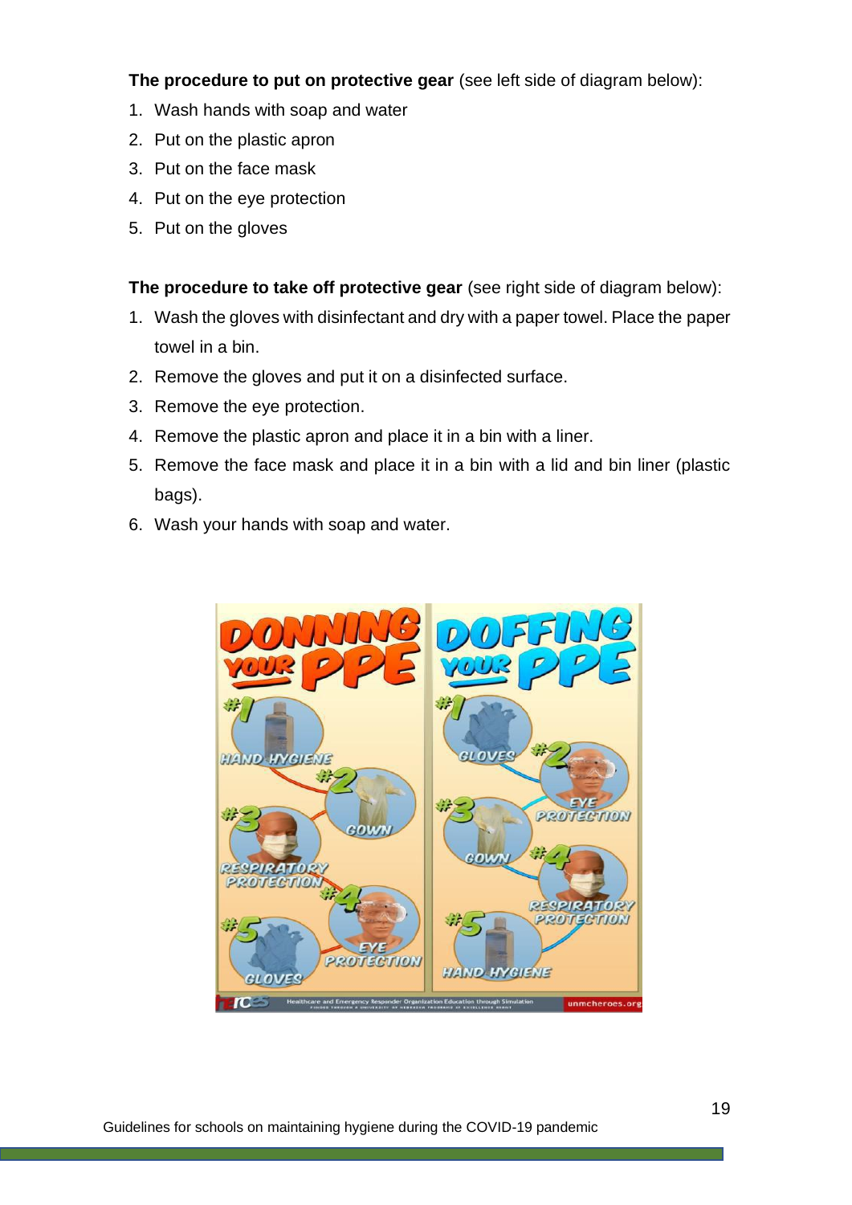**The procedure to put on protective gear** (see left side of diagram below):

1. Wash hands with soap and water
2. Put on the plastic apron
3. Put on the face mask
4. Put on the eye protection
5. Put on the gloves

**The procedure to take off protective gear** (see right side of diagram below):

1. Wash the gloves with disinfectant and dry with a paper towel. Place the paper towel in a bin.
2. Remove the gloves and put it on a disinfected surface.
3. Remove the eye protection.
4. Remove the plastic apron and place it in a bin with a liner.
5. Remove the face mask and place it in a bin with a lid and bin liner (plastic bags).
6. Wash your hands with soap and water.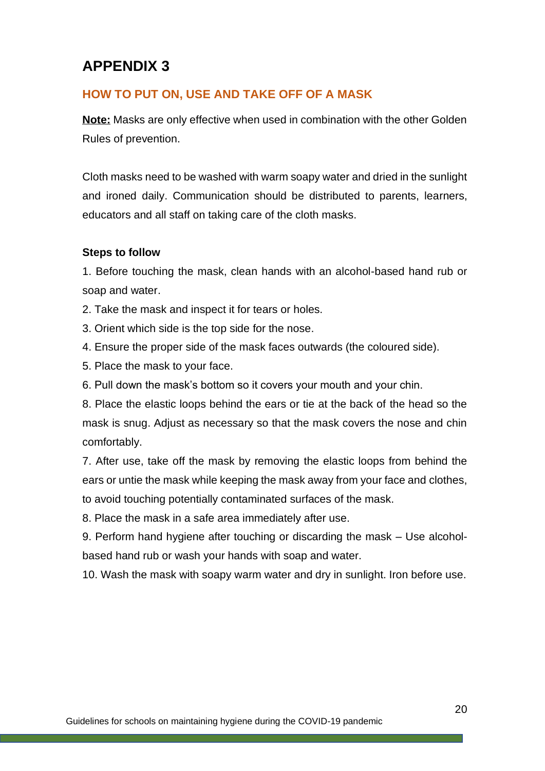# APPENDIX 3

## HOW TO PUT ON, USE AND TAKE OFF OF A MASK

**Note:** Masks are only effective when used in combination with the other Golden Rules of prevention.

Cloth masks need to be washed with warm soapy water and dried in the sunlight and ironed daily. Communication should be distributed to parents, learners, educators and all staff on taking care of the cloth masks.

**Steps to follow**

1. Before touching the mask, clean hands with an alcohol-based hand rub or soap and water.
2. Take the mask and inspect it for tears or holes.
3. Orient which side is the top side for the nose.
4. Ensure the proper side of the mask faces outwards (the coloured side).
5. Place the mask to your face.
6. Pull down the mask's bottom so it covers your mouth and your chin.
8. Place the elastic loops behind the ears or tie at the back of the head so the mask is snug. Adjust as necessary so that the mask covers the nose and chin comfortably.
7. After use, take off the mask by removing the elastic loops from behind the ears or untie the mask while keeping the mask away from your face and clothes, to avoid touching potentially contaminated surfaces of the mask.
8. Place the mask in a safe area immediately after use.
9. Perform hand hygiene after touching or discarding the mask – Use alcohol-based hand rub or wash your hands with soap and water.
10. Wash the mask with soapy warm water and dry in sunlight. Iron before use.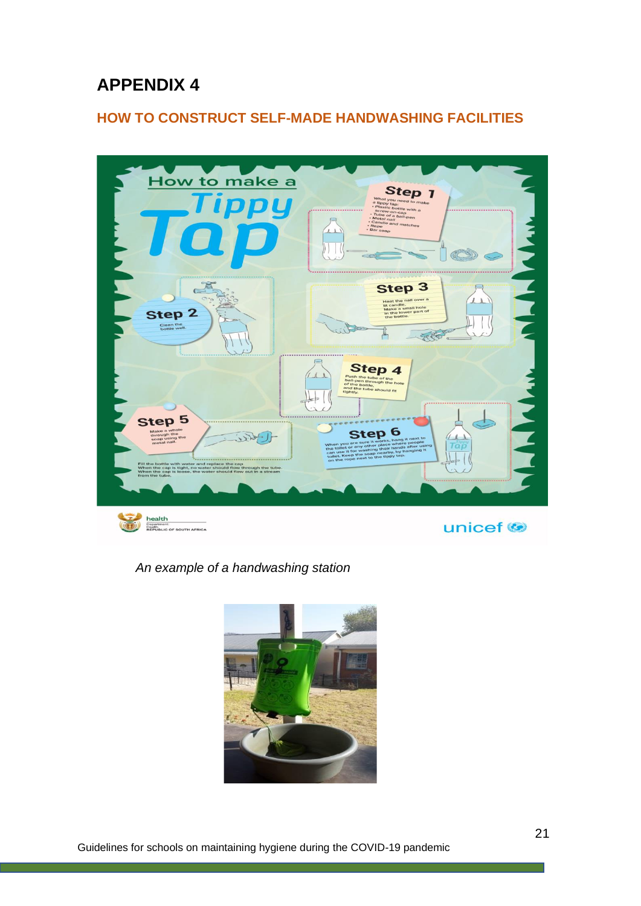# APPENDIX 4

## HOW TO CONSTRUCT SELF-MADE HANDWASHING FACILITIES

How to make a Tippy Tap

Step 1
What you need to make a tippy tap:
- Plastic bottle with a screw-on-cap
- Tube of a ball-pen
- Metal nail
- Candle and matches
- Rope
- Bar soap

Step 2
Clean the bottle well.

Step 3
Heat the nail over a lit candle. Make a small hole in the lower part of the bottle.

Step 4
Push the tube of the ball-pen through the hole of the bottle, and the tube should fit tightly.

Step 5
Make a whole through the soap using the metal nail.

Fill the bottle with water and replace the cap
When the cap is tight, no water should flow through the tube.
When the cap is loose, the water should flow out in a stream from the tube.

Step 6
When you are sure it works, hang it next to the toilet or any other place where people can use it for washing their hands after using toilet. Keep the soap nearby, by hanging it on the rope next to the tippy tap.

health
Department: Health
REPUBLIC OF SOUTH AFRICA

unicef

*An example of a handwashing station*